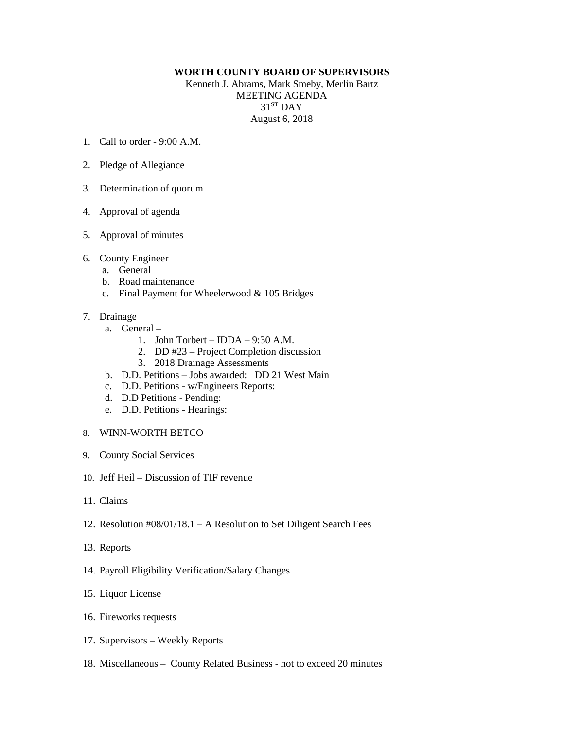**WORTH COUNTY BOARD OF SUPERVISORS**
Kenneth J. Abrams, Mark Smeby, Merlin Bartz
MEETING AGENDA
31ST DAY
August 6, 2018

1. Call to order - 9:00 A.M.

2. Pledge of Allegiance

3. Determination of quorum

4. Approval of agenda

5. Approval of minutes

6. County Engineer
   a. General
   b. Road maintenance
   c. Final Payment for Wheelerwood & 105 Bridges

7. Drainage
   a. General –
      1. John Torbert – IDDA – 9:30 A.M.
      2. DD #23 – Project Completion discussion
      3. 2018 Drainage Assessments
   b. D.D. Petitions – Jobs awarded: DD 21 West Main
   c. D.D. Petitions - w/Engineers Reports:
   d. D.D Petitions - Pending:
   e. D.D. Petitions - Hearings:

8. WINN-WORTH BETCO

9. County Social Services

10. Jeff Heil – Discussion of TIF revenue

11. Claims

12. Resolution #08/01/18.1 – A Resolution to Set Diligent Search Fees

13. Reports

14. Payroll Eligibility Verification/Salary Changes

15. Liquor License

16. Fireworks requests

17. Supervisors – Weekly Reports

18. Miscellaneous – County Related Business - not to exceed 20 minutes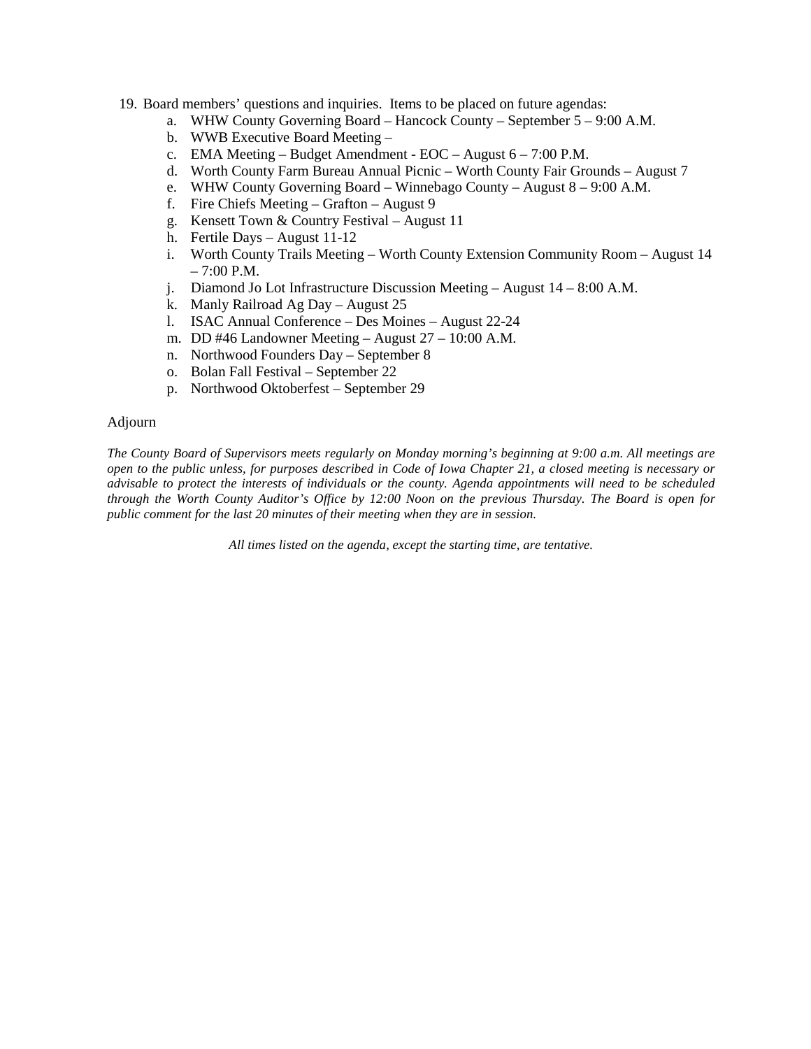19. Board members' questions and inquiries. Items to be placed on future agendas:
    a. WHW County Governing Board – Hancock County – September 5 – 9:00 A.M.
    b. WWB Executive Board Meeting –
    c. EMA Meeting – Budget Amendment - EOC – August 6 – 7:00 P.M.
    d. Worth County Farm Bureau Annual Picnic – Worth County Fair Grounds – August 7
    e. WHW County Governing Board – Winnebago County – August 8 – 9:00 A.M.
    f. Fire Chiefs Meeting – Grafton – August 9
    g. Kensett Town & Country Festival – August 11
    h. Fertile Days – August 11-12
    i. Worth County Trails Meeting – Worth County Extension Community Room – August 14 – 7:00 P.M.
    j. Diamond Jo Lot Infrastructure Discussion Meeting – August 14 – 8:00 A.M.
    k. Manly Railroad Ag Day – August 25
    l. ISAC Annual Conference – Des Moines – August 22-24
    m. DD #46 Landowner Meeting – August 27 – 10:00 A.M.
    n. Northwood Founders Day – September 8
    o. Bolan Fall Festival – September 22
    p. Northwood Oktoberfest – September 29

Adjourn

*The County Board of Supervisors meets regularly on Monday morning's beginning at 9:00 a.m. All meetings are open to the public unless, for purposes described in Code of Iowa Chapter 21, a closed meeting is necessary or advisable to protect the interests of individuals or the county. Agenda appointments will need to be scheduled through the Worth County Auditor's Office by 12:00 Noon on the previous Thursday. The Board is open for public comment for the last 20 minutes of their meeting when they are in session.*

*All times listed on the agenda, except the starting time, are tentative.*